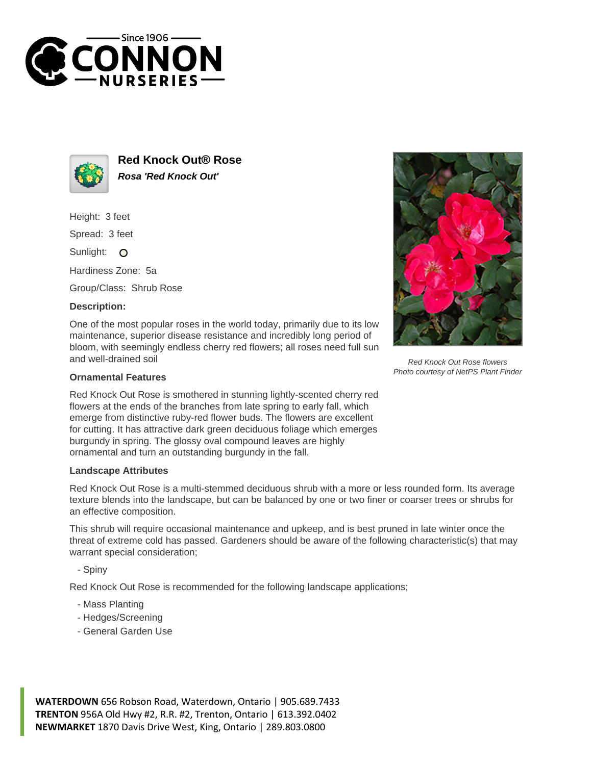# Red Knock Out® Rose

***Rosa 'Red Knock Out'***

Height: 3 feet

Spread: 3 feet

Sunlight: ○

Hardiness Zone: 5a

Group/Class: Shrub Rose

### Description:

One of the most popular roses in the world today, primarily due to its low maintenance, superior disease resistance and incredibly long period of bloom, with seemingly endless cherry red flowers; all roses need full sun and well-drained soil

*Red Knock Out Rose flowers*
*Photo courtesy of NetPS Plant Finder*

### Ornamental Features

Red Knock Out Rose is smothered in stunning lightly-scented cherry red flowers at the ends of the branches from late spring to early fall, which emerge from distinctive ruby-red flower buds. The flowers are excellent for cutting. It has attractive dark green deciduous foliage which emerges burgundy in spring. The glossy oval compound leaves are highly ornamental and turn an outstanding burgundy in the fall.

### Landscape Attributes

Red Knock Out Rose is a multi-stemmed deciduous shrub with a more or less rounded form. Its average texture blends into the landscape, but can be balanced by one or two finer or coarser trees or shrubs for an effective composition.

This shrub will require occasional maintenance and upkeep, and is best pruned in late winter once the threat of extreme cold has passed. Gardeners should be aware of the following characteristic(s) that may warrant special consideration;

- Spiny

Red Knock Out Rose is recommended for the following landscape applications;

- Mass Planting
- Hedges/Screening
- General Garden Use

**WATERDOWN** 656 Robson Road, Waterdown, Ontario | 905.689.7433
**TRENTON** 956A Old Hwy #2, R.R. #2, Trenton, Ontario | 613.392.0402
**NEWMARKET** 1870 Davis Drive West, King, Ontario | 289.803.0800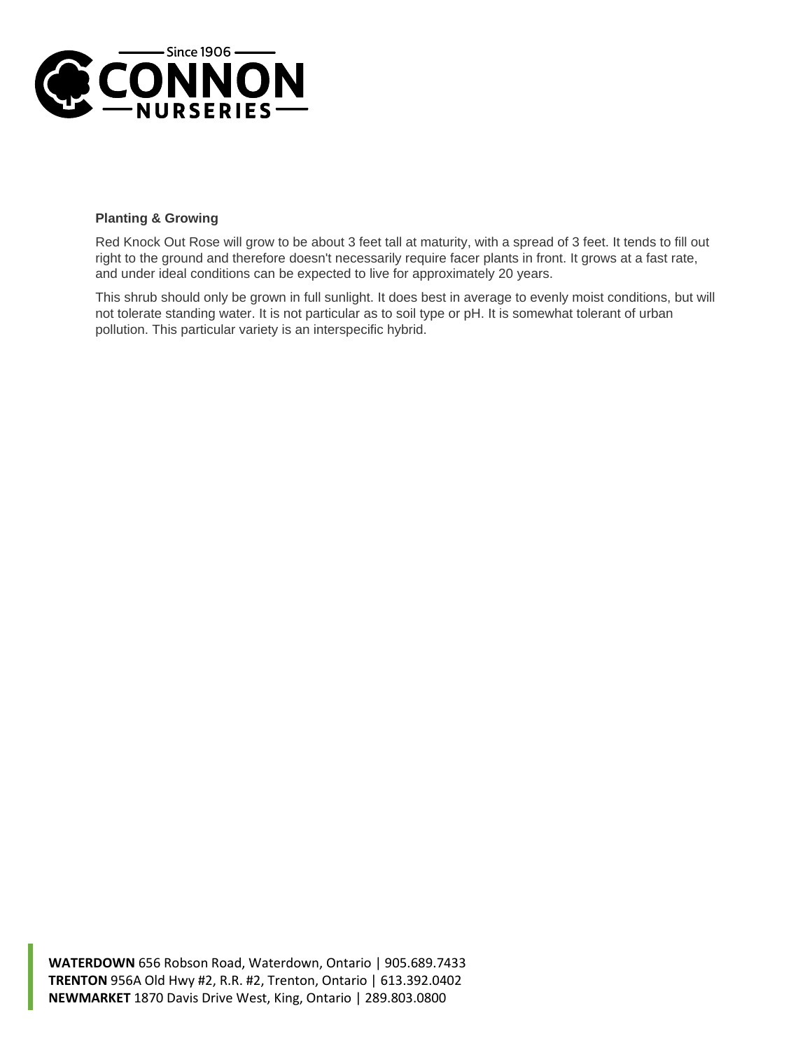### Planting & Growing

Red Knock Out Rose will grow to be about 3 feet tall at maturity, with a spread of 3 feet. It tends to fill out right to the ground and therefore doesn't necessarily require facer plants in front. It grows at a fast rate, and under ideal conditions can be expected to live for approximately 20 years.

This shrub should only be grown in full sunlight. It does best in average to evenly moist conditions, but will not tolerate standing water. It is not particular as to soil type or pH. It is somewhat tolerant of urban pollution. This particular variety is an interspecific hybrid.